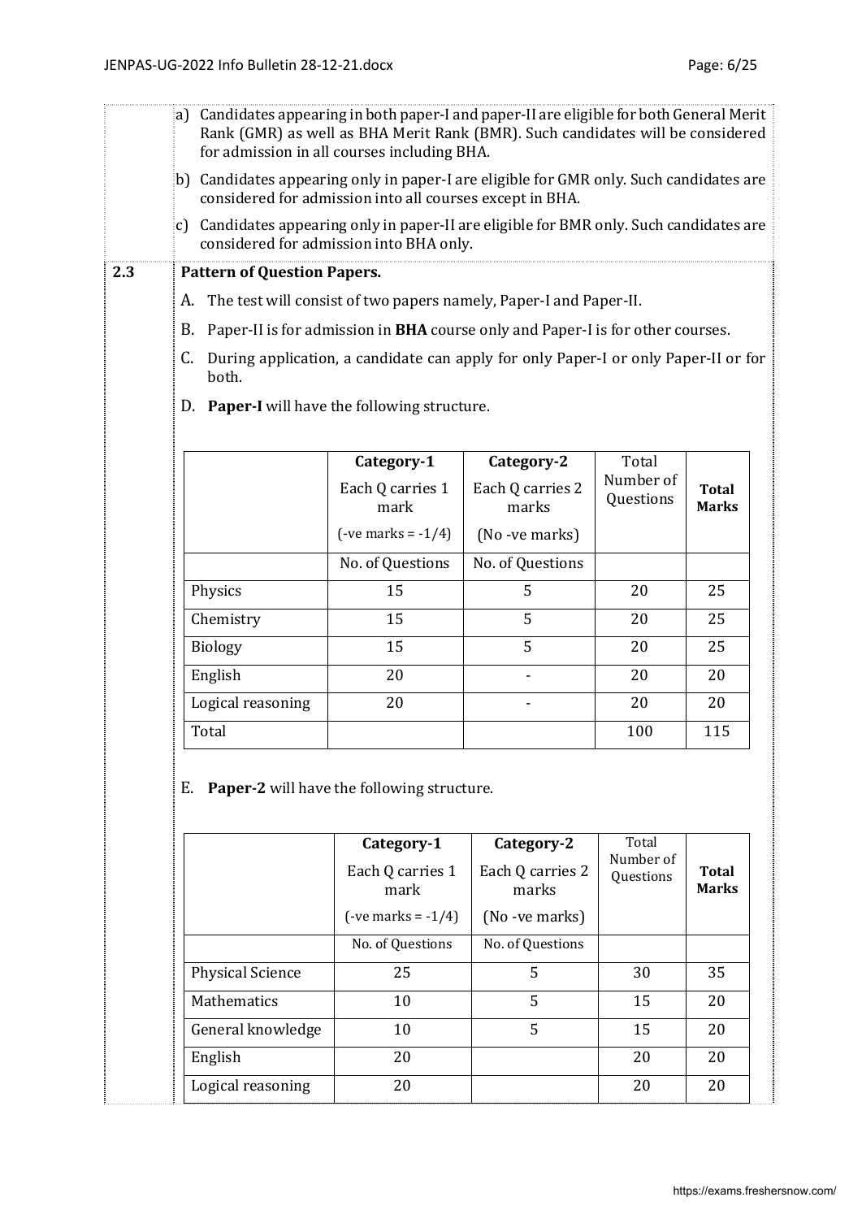a) Candidates appearing in both paper-I and paper-II are eligible for both General Merit Rank (GMR) as well as BHA Merit Rank (BMR). Such candidates will be considered for admission in all courses including BHA.

b) Candidates appearing only in paper-I are eligible for GMR only. Such candidates are considered for admission into all courses except in BHA.

c) Candidates appearing only in paper-II are eligible for BMR only. Such candidates are considered for admission into BHA only.

### 2.3 Pattern of Question Papers.

A. The test will consist of two papers namely, Paper-I and Paper-II.

B. Paper-II is for admission in **BHA** course only and Paper-I is for other courses.

C. During application, a candidate can apply for only Paper-I or only Paper-II or for both.

D. **Paper-I** will have the following structure.

| | **Category-1** Each Q carries 1 mark (-ve marks = -1/4) | **Category-2** Each Q carries 2 marks (No -ve marks) | Total Number of Questions | **Total Marks** |
|---|---|---|---|---|
| | No. of Questions | No. of Questions | | |
| Physics | 15 | 5 | 20 | 25 |
| Chemistry | 15 | 5 | 20 | 25 |
| Biology | 15 | 5 | 20 | 25 |
| English | 20 | - | 20 | 20 |
| Logical reasoning | 20 | - | 20 | 20 |
| Total | | | 100 | 115 |

E. **Paper-2** will have the following structure.

| | **Category-1** Each Q carries 1 mark (-ve marks = -1/4) | **Category-2** Each Q carries 2 marks (No -ve marks) | Total Number of Questions | **Total Marks** |
|---|---|---|---|---|
| | No. of Questions | No. of Questions | | |
| Physical Science | 25 | 5 | 30 | 35 |
| Mathematics | 10 | 5 | 15 | 20 |
| General knowledge | 10 | 5 | 15 | 20 |
| English | 20 | | 20 | 20 |
| Logical reasoning | 20 | | 20 | 20 |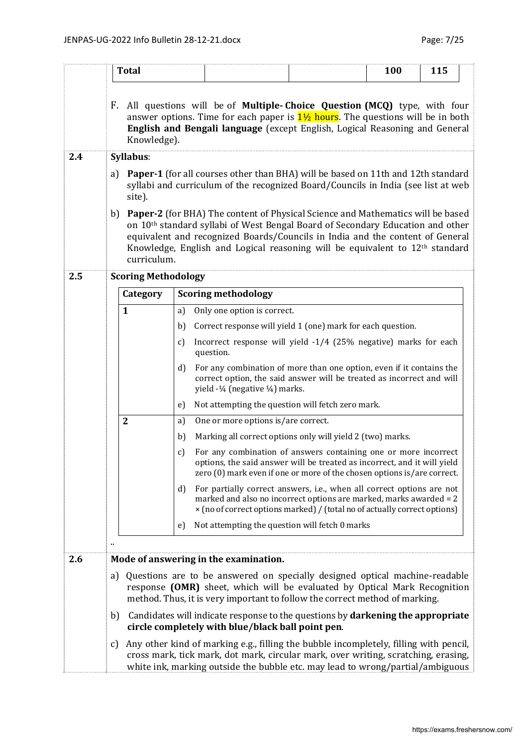| Total | | | 100 | 115 |
|---|---|---|---|---|

F. All questions will be of **Multiple-Choice Question (MCQ)** type, with four answer options. Time for each paper is 1½ hours. The questions will be in both **English and Bengali language** (except English, Logical Reasoning and General Knowledge).

**2.4 Syllabus**:

a) **Paper-1** (for all courses other than BHA) will be based on 11th and 12th standard syllabi and curriculum of the recognized Board/Councils in India (see list at web site).

b) **Paper-2** (for BHA) The content of Physical Science and Mathematics will be based on 10th standard syllabi of West Bengal Board of Secondary Education and other equivalent and recognized Boards/Councils in India and the content of General Knowledge, English and Logical reasoning will be equivalent to 12th standard curriculum.

**2.5 Scoring Methodology**

| Category | Scoring methodology |
|---|---|
| 1 | a) Only one option is correct. |
| | b) Correct response will yield 1 (one) mark for each question. |
| | c) Incorrect response will yield -1/4 (25% negative) marks for each question. |
| | d) For any combination of more than one option, even if it contains the correct option, the said answer will be treated as incorrect and will yield -¼ (negative ¼) marks. |
| | e) Not attempting the question will fetch zero mark. |
| 2 | a) One or more options is/are correct. |
| | b) Marking all correct options only will yield 2 (two) marks. |
| | c) For any combination of answers containing one or more incorrect options, the said answer will be treated as incorrect, and it will yield zero (0) mark even if one or more of the chosen options is/are correct. |
| | d) For partially correct answers, i.e., when all correct options are not marked and also no incorrect options are marked, marks awarded = 2 × (no of correct options marked) / (total no of actually correct options) |
| | e) Not attempting the question will fetch 0 marks |

..

**2.6 Mode of answering in the examination.**

a) Questions are to be answered on specially designed optical machine-readable response **(OMR)** sheet, which will be evaluated by Optical Mark Recognition method. Thus, it is very important to follow the correct method of marking.

b) Candidates will indicate response to the questions by **darkening the appropriate circle completely with blue/black ball point pen**.

c) Any other kind of marking e.g., filling the bubble incompletely, filling with pencil, cross mark, tick mark, dot mark, circular mark, over writing, scratching, erasing, white ink, marking outside the bubble etc. may lead to wrong/partial/ambiguous